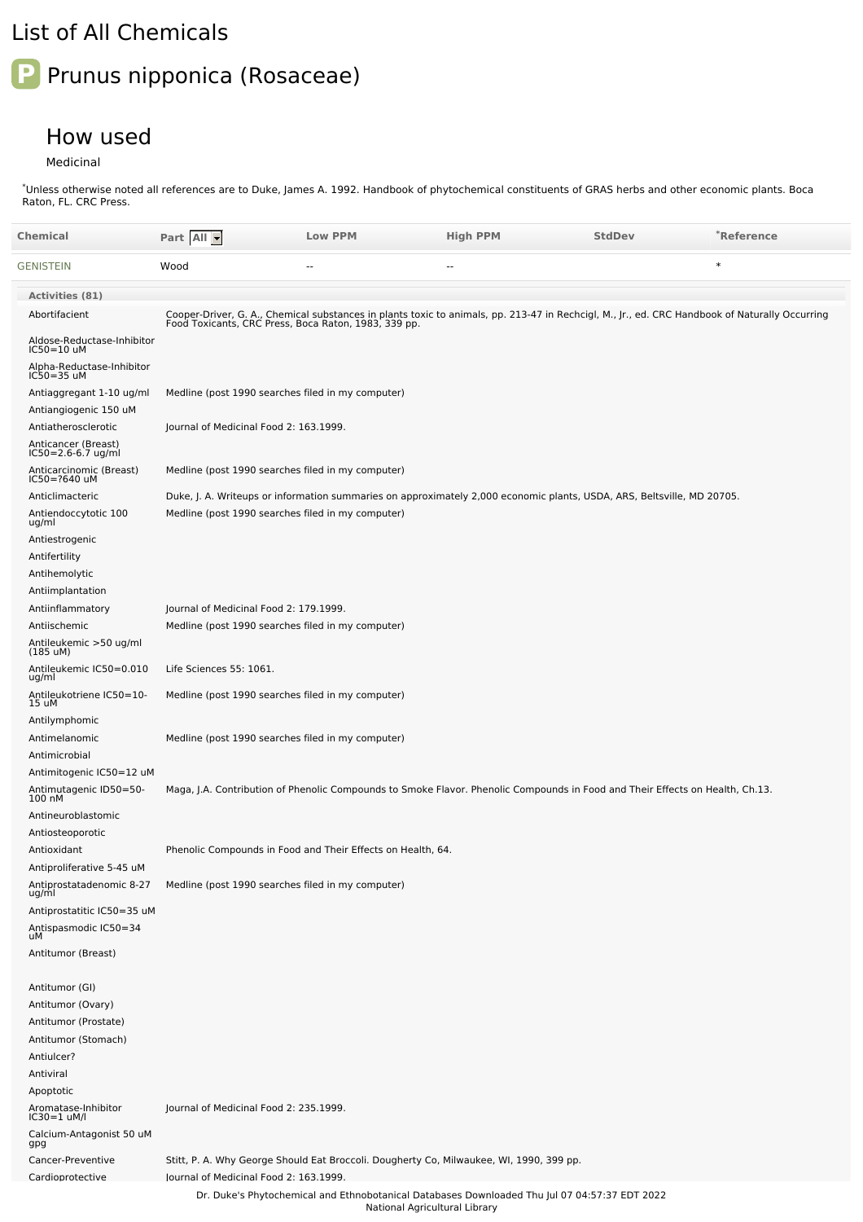# List of All Chemicals

## P Prunus nipponica (Rosaceae)

### How used

Medicinal

*Unless otherwise noted all references are to Duke, James A. 1992. Handbook of phytochemical constituents of GRAS herbs and other economic plants. Boca Raton, FL. CRC Press.

| Chemical | Part All | Low PPM | High PPM | StdDev | *Reference |
|---|---|---|---|---|---|
| GENISTEIN | Wood | -- | -- | | * |

**Activities (81)**

| Activity | Reference |
|---|---|
| Abortifacient | Cooper-Driver, G. A., Chemical substances in plants toxic to animals, pp. 213-47 in Rechcigl, M., Jr., ed. CRC Handbook of Naturally Occurring Food Toxicants, CRC Press, Boca Raton, 1983, 339 pp. |
| Aldose-Reductase-Inhibitor IC50=10 uM | |
| Alpha-Reductase-Inhibitor IC50=35 uM | |
| Antiaggregant 1-10 ug/ml | Medline (post 1990 searches filed in my computer) |
| Antiangiogenic 150 uM | |
| Antiatherosclerotic | Journal of Medicinal Food 2: 163.1999. |
| Anticancer (Breast) IC50=2.6-6.7 ug/ml | |
| Anticarcinomic (Breast) IC50=?640 uM | Medline (post 1990 searches filed in my computer) |
| Anticlimacteric | Duke, J. A. Writeups or information summaries on approximately 2,000 economic plants, USDA, ARS, Beltsville, MD 20705. |
| Antiendoccytotic 100 ug/ml | Medline (post 1990 searches filed in my computer) |
| Antiestrogenic | |
| Antifertility | |
| Antihemolytic | |
| Antiimplantation | |
| Antiinflammatory | Journal of Medicinal Food 2: 179.1999. |
| Antiischemic | Medline (post 1990 searches filed in my computer) |
| Antileukemic >50 ug/ml (185 uM) | |
| Antileukemic IC50=0.010 ug/ml | Life Sciences 55: 1061. |
| Antileukotriene IC50=10-15 uM | Medline (post 1990 searches filed in my computer) |
| Antilymphomic | |
| Antimelanomic | Medline (post 1990 searches filed in my computer) |
| Antimicrobial | |
| Antimitogenic IC50=12 uM | |
| Antimutagenic ID50=50-100 nM | Maga, J.A. Contribution of Phenolic Compounds to Smoke Flavor. Phenolic Compounds in Food and Their Effects on Health, Ch.13. |
| Antineuroblastomic | |
| Antiosteoporotic | |
| Antioxidant | Phenolic Compounds in Food and Their Effects on Health, 64. |
| Antiproliferative 5-45 uM | |
| Antiprostatadenomic 8-27 ug/ml | Medline (post 1990 searches filed in my computer) |
| Antiprostatitic IC50=35 uM | |
| Antispasmodic IC50=34 uM | |
| Antitumor (Breast) | |
| Antitumor (GI) | |
| Antitumor (Ovary) | |
| Antitumor (Prostate) | |
| Antitumor (Stomach) | |
| Antiulcer? | |
| Antiviral | |
| Apoptotic | |
| Aromatase-Inhibitor IC30=1 uM/l | Journal of Medicinal Food 2: 235.1999. |
| Calcium-Antagonist 50 uM gpg | |
| Cancer-Preventive | Stitt, P. A. Why George Should Eat Broccoli. Dougherty Co, Milwaukee, WI, 1990, 399 pp. |
| Cardioprotective | Journal of Medicinal Food 2: 163.1999. |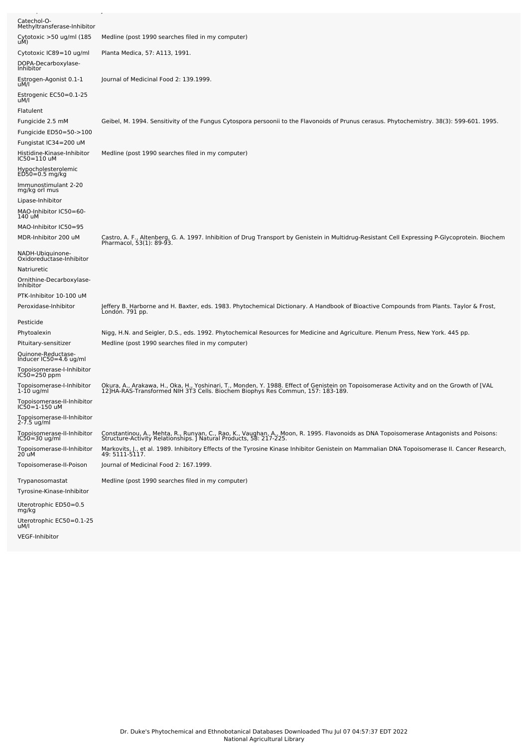| | |
|---|---|
| Catechol-O-Methyltransferase-Inhibitor | |
| Cytotoxic >50 ug/ml (185 uM) | Medline (post 1990 searches filed in my computer) |
| Cytotoxic IC89=10 ug/ml | Planta Medica, 57: A113, 1991. |
| DOPA-Decarboxylase-Inhibitor | |
| Estrogen-Agonist 0.1-1 uM/l | Journal of Medicinal Food 2: 139.1999. |
| Estrogenic EC50=0.1-25 uM/l | |
| Flatulent | |
| Fungicide 2.5 mM | Geibel, M. 1994. Sensitivity of the Fungus Cytospora persoonii to the Flavonoids of Prunus cerasus. Phytochemistry. 38(3): 599-601. 1995. |
| Fungicide ED50=50->100 | |
| Fungistat IC34=200 uM | |
| Histidine-Kinase-Inhibitor IC50=110 uM | Medline (post 1990 searches filed in my computer) |
| Hypocholesterolemic ED50=0.5 mg/kg | |
| Immunostimulant 2-20 mg/kg orl mus | |
| Lipase-Inhibitor | |
| MAO-Inhibitor IC50=60-140 uM | |
| MAO-Inhibitor IC50=95 | |
| MDR-Inhibitor 200 uM | Castro, A. F., Altenberg, G. A. 1997. Inhibition of Drug Transport by Genistein in Multidrug-Resistant Cell Expressing P-Glycoprotein. Biochem Pharmacol, 53(1): 89-93. |
| NADH-Ubiquinone-Oxidoreductase-Inhibitor | |
| Natriuretic | |
| Ornithine-Decarboxylase-Inhibitor | |
| PTK-Inhibitor 10-100 uM | |
| Peroxidase-Inhibitor | Jeffery B. Harborne and H. Baxter, eds. 1983. Phytochemical Dictionary. A Handbook of Bioactive Compounds from Plants. Taylor & Frost, London. 791 pp. |
| Pesticide | |
| Phytoalexin | Nigg, H.N. and Seigler, D.S., eds. 1992. Phytochemical Resources for Medicine and Agriculture. Plenum Press, New York. 445 pp. |
| Pituitary-sensitizer | Medline (post 1990 searches filed in my computer) |
| Quinone-Reductase-Inducer IC50=4.6 ug/ml | |
| Topoisomerase-I-Inhibitor IC50=250 ppm | |
| Topoisomerase-I-Inhibitor 1-10 ug/ml | Okura, A., Arakawa, H., Oka, H., Yoshinari, T., Monden, Y. 1988. Effect of Genistein on Topoisomerase Activity and on the Growth of [VAL 12]HA-RAS-Transformed NIH 3T3 Cells. Biochem Biophys Res Commun, 157: 183-189. |
| Topoisomerase-II-Inhibitor IC50=1-150 uM | |
| Topoisomerase-II-Inhibitor 2-7.5 ug/ml | |
| Topoisomerase-II-Inhibitor IC50=30 ug/ml | Constantinou, A., Mehta, R., Runyan, C., Rao, K., Vaughan, A., Moon, R. 1995. Flavonoids as DNA Topoisomerase Antagonists and Poisons: Structure-Activity Relationships. J Natural Products, 58: 217-225. |
| Topoisomerase-II-Inhibitor 20 uM | Markovits, J., et al. 1989. Inhibitory Effects of the Tyrosine Kinase Inhibitor Genistein on Mammalian DNA Topoisomerase II. Cancer Research, 49: 5111-5117. |
| Topoisomerase-II-Poison | Journal of Medicinal Food 2: 167.1999. |
| Trypanosomastat | Medline (post 1990 searches filed in my computer) |
| Tyrosine-Kinase-Inhibitor | |
| Uterotrophic ED50=0.5 mg/kg | |
| Uterotrophic EC50=0.1-25 uM/l | |
| VEGF-Inhibitor | |